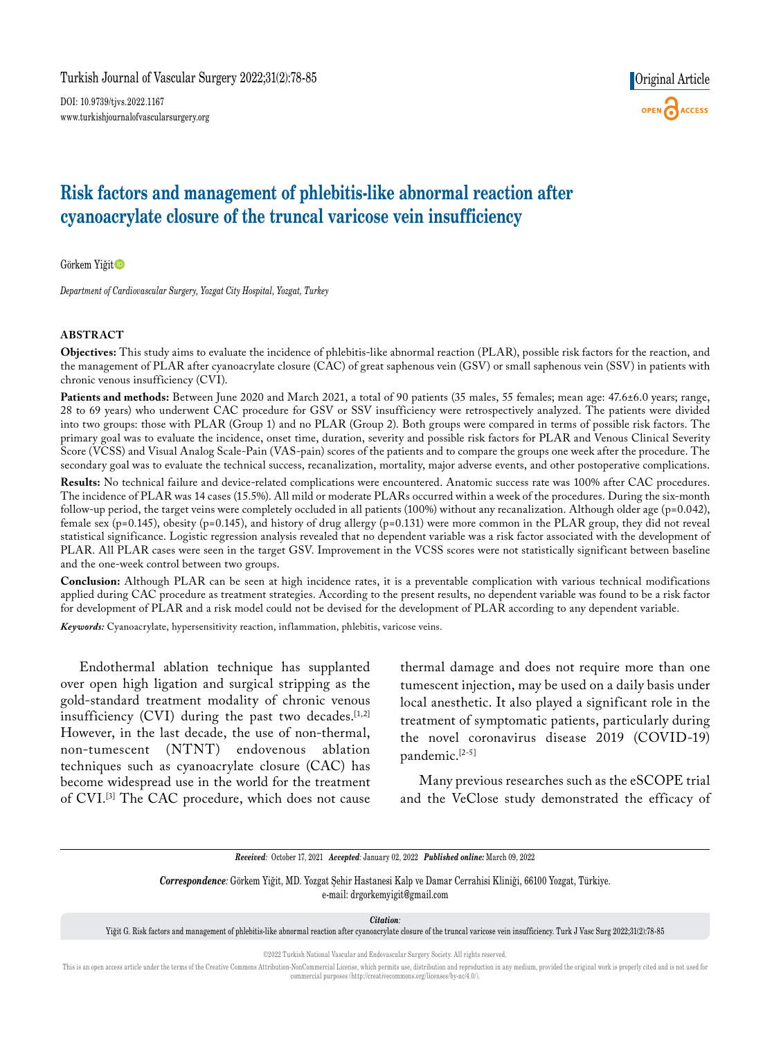Original Article

# Risk factors and management of phlebitis-like abnormal reaction after cyanoacrylate closure of the truncal varicose vein insufficiency

Görkem Yiğit

*Department of Cardiovascular Surgery, Yozgat City Hospital, Yozgat, Turkey*

## ABSTRACT

**Objectives:** This study aims to evaluate the incidence of phlebitis-like abnormal reaction (PLAR), possible risk factors for the reaction, and the management of PLAR after cyanoacrylate closure (CAC) of great saphenous vein (GSV) or small saphenous vein (SSV) in patients with chronic venous insufficiency (CVI).

**Patients and methods:** Between June 2020 and March 2021, a total of 90 patients (35 males, 55 females; mean age: 47.6±6.0 years; range, 28 to 69 years) who underwent CAC procedure for GSV or SSV insufficiency were retrospectively analyzed. The patients were divided into two groups: those with PLAR (Group 1) and no PLAR (Group 2). Both groups were compared in terms of possible risk factors. The primary goal was to evaluate the incidence, onset time, duration, severity and possible risk factors for PLAR and Venous Clinical Severity Score (VCSS) and Visual Analog Scale-Pain (VAS-pain) scores of the patients and to compare the groups one week after the procedure. The secondary goal was to evaluate the technical success, recanalization, mortality, major adverse events, and other postoperative complications.

**Results:** No technical failure and device-related complications were encountered. Anatomic success rate was 100% after CAC procedures. The incidence of PLAR was 14 cases (15.5%). All mild or moderate PLARs occurred within a week of the procedures. During the six-month follow-up period, the target veins were completely occluded in all patients (100%) without any recanalization. Although older age (p=0.042), female sex (p=0.145), obesity (p=0.145), and history of drug allergy (p=0.131) were more common in the PLAR group, they did not reveal statistical significance. Logistic regression analysis revealed that no dependent variable was a risk factor associated with the development of PLAR. All PLAR cases were seen in the target GSV. Improvement in the VCSS scores were not statistically significant between baseline and the one-week control between two groups.

**Conclusion:** Although PLAR can be seen at high incidence rates, it is a preventable complication with various technical modifications applied during CAC procedure as treatment strategies. According to the present results, no dependent variable was found to be a risk factor for development of PLAR and a risk model could not be devised for the development of PLAR according to any dependent variable.

***Keywords:*** Cyanoacrylate, hypersensitivity reaction, inflammation, phlebitis, varicose veins.

Endothermal ablation technique has supplanted over open high ligation and surgical stripping as the gold-standard treatment modality of chronic venous insufficiency (CVI) during the past two decades.[1,2] However, in the last decade, the use of non-thermal, non-tumescent (NTNT) endovenous ablation techniques such as cyanoacrylate closure (CAC) has become widespread use in the world for the treatment of CVI.[3] The CAC procedure, which does not cause thermal damage and does not require more than one tumescent injection, may be used on a daily basis under local anesthetic. It also played a significant role in the treatment of symptomatic patients, particularly during the novel coronavirus disease 2019 (COVID-19) pandemic.[2-5]

Many previous researches such as the eSCOPE trial and the VeClose study demonstrated the efficacy of

***Received:*** October 17, 2021 ***Accepted:*** January 02, 2022 ***Published online:*** March 09, 2022

***Correspondence:*** Görkem Yiğit, MD. Yozgat Şehir Hastanesi Kalp ve Damar Cerrahisi Kliniği, 66100 Yozgat, Türkiye.
e-mail: drgorkemyigit@gmail.com

***Citation:***
Yiğit G. Risk factors and management of phlebitis-like abnormal reaction after cyanoacrylate closure of the truncal varicose vein insufficiency. Turk J Vasc Surg 2022;31(2):78-85

©2022 Turkish National Vascular and Endovascular Surgery Society. All rights reserved.

This is an open access article under the terms of the Creative Commons Attribution-NonCommercial License, which permits use, distribution and reproduction in any medium, provided the original work is properly cited and is not used for commercial purposes (http://creativecommons.org/licenses/by-nc/4.0/).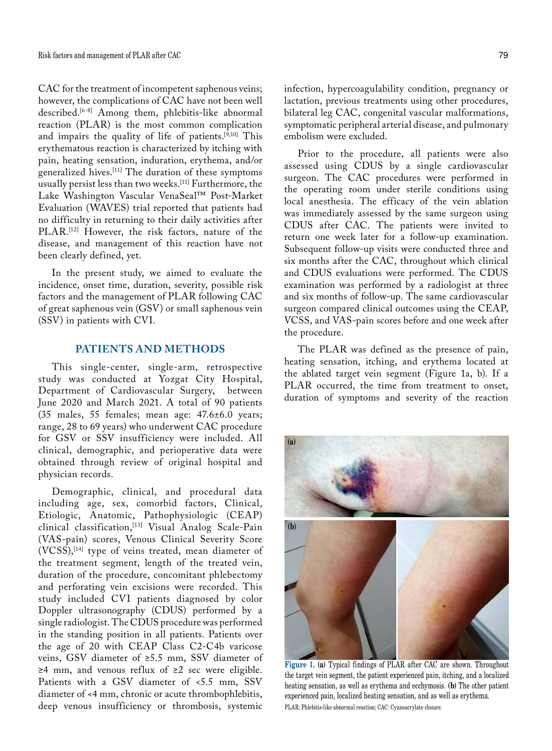CAC for the treatment of incompetent saphenous veins; however, the complications of CAC have not been well described.[6-8] Among them, phlebitis-like abnormal reaction (PLAR) is the most common complication and impairs the quality of life of patients.[9,10] This erythematous reaction is characterized by itching with pain, heating sensation, induration, erythema, and/or generalized hives.[11] The duration of these symptoms usually persist less than two weeks.[11] Furthermore, the Lake Washington Vascular VenaSeal™ Post-Market Evaluation (WAVES) trial reported that patients had no difficulty in returning to their daily activities after PLAR.[12] However, the risk factors, nature of the disease, and management of this reaction have not been clearly defined, yet.

In the present study, we aimed to evaluate the incidence, onset time, duration, severity, possible risk factors and the management of PLAR following CAC of great saphenous vein (GSV) or small saphenous vein (SSV) in patients with CVI.

## PATIENTS AND METHODS

This single-center, single-arm, retrospective study was conducted at Yozgat City Hospital, Department of Cardiovascular Surgery, between June 2020 and March 2021. A total of 90 patients (35 males, 55 females; mean age: 47.6±6.0 years; range, 28 to 69 years) who underwent CAC procedure for GSV or SSV insufficiency were included. All clinical, demographic, and perioperative data were obtained through review of original hospital and physician records.

Demographic, clinical, and procedural data including age, sex, comorbid factors, Clinical, Etiologic, Anatomic, Pathophysiologic (CEAP) clinical classification,[13] Visual Analog Scale-Pain (VAS-pain) scores, Venous Clinical Severity Score (VCSS),[14] type of veins treated, mean diameter of the treatment segment, length of the treated vein, duration of the procedure, concomitant phlebectomy and perforating vein excisions were recorded. This study included CVI patients diagnosed by color Doppler ultrasonography (CDUS) performed by a single radiologist. The CDUS procedure was performed in the standing position in all patients. Patients over the age of 20 with CEAP Class C2-C4b varicose veins, GSV diameter of ≥5.5 mm, SSV diameter of ≥4 mm, and venous reflux of ≥2 sec were eligible. Patients with a GSV diameter of <5.5 mm, SSV diameter of <4 mm, chronic or acute thrombophlebitis, deep venous insufficiency or thrombosis, systemic infection, hypercoagulability condition, pregnancy or lactation, previous treatments using other procedures, bilateral leg CAC, congenital vascular malformations, symptomatic peripheral arterial disease, and pulmonary embolism were excluded.

Prior to the procedure, all patients were also assessed using CDUS by a single cardiovascular surgeon. The CAC procedures were performed in the operating room under sterile conditions using local anesthesia. The efficacy of the vein ablation was immediately assessed by the same surgeon using CDUS after CAC. The patients were invited to return one week later for a follow-up examination. Subsequent follow-up visits were conducted three and six months after the CAC, throughout which clinical and CDUS evaluations were performed. The CDUS examination was performed by a radiologist at three and six months of follow-up. The same cardiovascular surgeon compared clinical outcomes using the CEAP, VCSS, and VAS-pain scores before and one week after the procedure.

The PLAR was defined as the presence of pain, heating sensation, itching, and erythema located at the ablated target vein segment (Figure 1a, b). If a PLAR occurred, the time from treatment to onset, duration of symptoms and severity of the reaction

**Figure 1.** **(a)** Typical findings of PLAR after CAC are shown. Throughout the target vein segment, the patient experienced pain, itching, and a localized heating sensation, as well as erythema and ecchymosis. **(b)** The other patient experienced pain, localized heating sensation, and as well as erythema.

PLAR: Phlebitis-like abnormal reaction; CAC: Cyanoacrylate closure.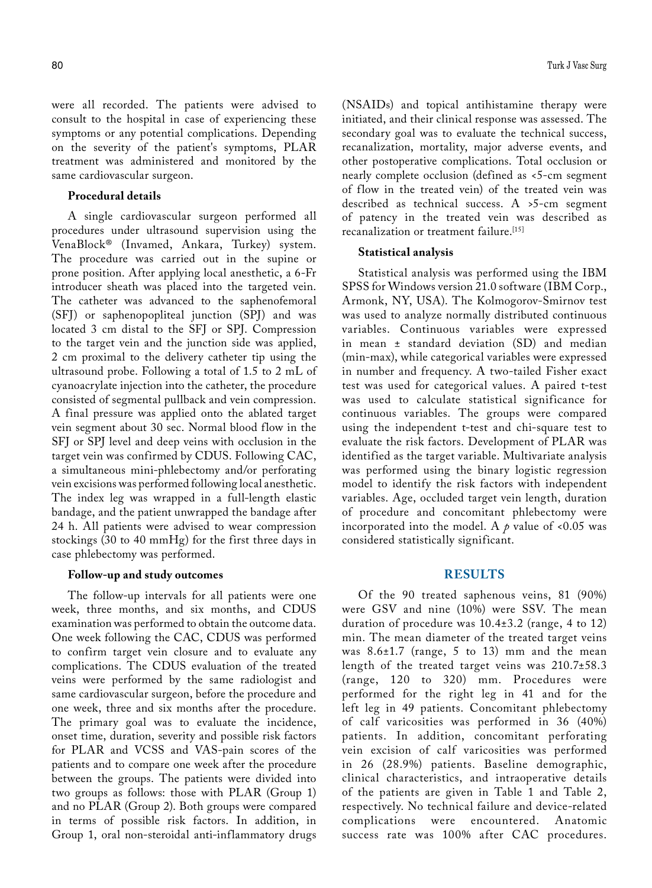were all recorded. The patients were advised to consult to the hospital in case of experiencing these symptoms or any potential complications. Depending on the severity of the patient's symptoms, PLAR treatment was administered and monitored by the same cardiovascular surgeon.

### Procedural details

A single cardiovascular surgeon performed all procedures under ultrasound supervision using the VenaBlock® (Invamed, Ankara, Turkey) system. The procedure was carried out in the supine or prone position. After applying local anesthetic, a 6-Fr introducer sheath was placed into the targeted vein. The catheter was advanced to the saphenofemoral (SFJ) or saphenopopliteal junction (SPJ) and was located 3 cm distal to the SFJ or SPJ. Compression to the target vein and the junction side was applied, 2 cm proximal to the delivery catheter tip using the ultrasound probe. Following a total of 1.5 to 2 mL of cyanoacrylate injection into the catheter, the procedure consisted of segmental pullback and vein compression. A final pressure was applied onto the ablated target vein segment about 30 sec. Normal blood flow in the SFJ or SPJ level and deep veins with occlusion in the target vein was confirmed by CDUS. Following CAC, a simultaneous mini-phlebectomy and/or perforating vein excisions was performed following local anesthetic. The index leg was wrapped in a full-length elastic bandage, and the patient unwrapped the bandage after 24 h. All patients were advised to wear compression stockings (30 to 40 mmHg) for the first three days in case phlebectomy was performed.

### Follow-up and study outcomes

The follow-up intervals for all patients were one week, three months, and six months, and CDUS examination was performed to obtain the outcome data. One week following the CAC, CDUS was performed to confirm target vein closure and to evaluate any complications. The CDUS evaluation of the treated veins were performed by the same radiologist and same cardiovascular surgeon, before the procedure and one week, three and six months after the procedure. The primary goal was to evaluate the incidence, onset time, duration, severity and possible risk factors for PLAR and VCSS and VAS-pain scores of the patients and to compare one week after the procedure between the groups. The patients were divided into two groups as follows: those with PLAR (Group 1) and no PLAR (Group 2). Both groups were compared in terms of possible risk factors. In addition, in Group 1, oral non-steroidal anti-inflammatory drugs (NSAIDs) and topical antihistamine therapy were initiated, and their clinical response was assessed. The secondary goal was to evaluate the technical success, recanalization, mortality, major adverse events, and other postoperative complications. Total occlusion or nearly complete occlusion (defined as <5-cm segment of flow in the treated vein) of the treated vein was described as technical success. A >5-cm segment of patency in the treated vein was described as recanalization or treatment failure.[15]

### Statistical analysis

Statistical analysis was performed using the IBM SPSS for Windows version 21.0 software (IBM Corp., Armonk, NY, USA). The Kolmogorov-Smirnov test was used to analyze normally distributed continuous variables. Continuous variables were expressed in mean ± standard deviation (SD) and median (min-max), while categorical variables were expressed in number and frequency. A two-tailed Fisher exact test was used for categorical values. A paired t-test was used to calculate statistical significance for continuous variables. The groups were compared using the independent t-test and chi-square test to evaluate the risk factors. Development of PLAR was identified as the target variable. Multivariate analysis was performed using the binary logistic regression model to identify the risk factors with independent variables. Age, occluded target vein length, duration of procedure and concomitant phlebectomy were incorporated into the model. A $p$ value of <0.05 was considered statistically significant.

## RESULTS

Of the 90 treated saphenous veins, 81 (90%) were GSV and nine (10%) were SSV. The mean duration of procedure was 10.4±3.2 (range, 4 to 12) min. The mean diameter of the treated target veins was 8.6±1.7 (range, 5 to 13) mm and the mean length of the treated target veins was 210.7±58.3 (range, 120 to 320) mm. Procedures were performed for the right leg in 41 and for the left leg in 49 patients. Concomitant phlebectomy of calf varicosities was performed in 36 (40%) patients. In addition, concomitant perforating vein excision of calf varicosities was performed in 26 (28.9%) patients. Baseline demographic, clinical characteristics, and intraoperative details of the patients are given in Table 1 and Table 2, respectively. No technical failure and device-related complications were encountered. Anatomic success rate was 100% after CAC procedures.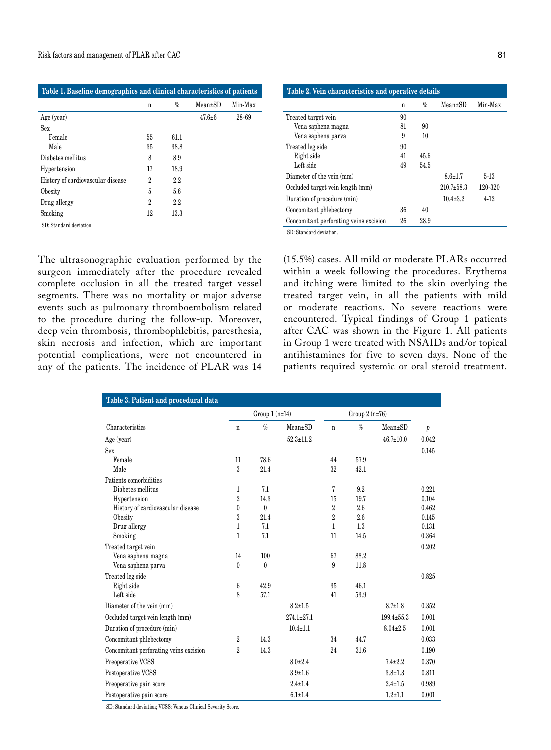**Table 1. Baseline demographics and clinical characteristics of patients**

| | n | % | Mean±SD | Min-Max |
|---|---|---|---|---|
| Age (year) | | | 47.6±6 | 28-69 |
| Sex | | | | |
| Female | 55 | 61.1 | | |
| Male | 35 | 38.8 | | |
| Diabetes mellitus | 8 | 8.9 | | |
| Hypertension | 17 | 18.9 | | |
| History of cardiovascular disease | 2 | 2.2 | | |
| Obesity | 5 | 5.6 | | |
| Drug allergy | 2 | 2.2 | | |
| Smoking | 12 | 13.3 | | |

SD: Standard deviation.

**Table 2. Vein characteristics and operative details**

| | n | % | Mean±SD | Min-Max |
|---|---|---|---|---|
| Treated target vein | 90 | | | |
| Vena saphena magna | 81 | 90 | | |
| Vena saphena parva | 9 | 10 | | |
| Treated leg side | 90 | | | |
| Right side | 41 | 45.6 | | |
| Left side | 49 | 54.5 | | |
| Diameter of the vein (mm) | | | 8.6±1.7 | 5-13 |
| Occluded target vein length (mm) | | | 210.7±58.3 | 120-320 |
| Duration of procedure (min) | | | 10.4±3.2 | 4-12 |
| Concomitant phlebectomy | 36 | 40 | | |
| Concomitant perforating veins excision | 26 | 28.9 | | |

SD: Standard deviation.

The ultrasonographic evaluation performed by the surgeon immediately after the procedure revealed complete occlusion in all the treated target vessel segments. There was no mortality or major adverse events such as pulmonary thromboembolism related to the procedure during the follow-up. Moreover, deep vein thrombosis, thrombophlebitis, paresthesia, skin necrosis and infection, which are important potential complications, were not encountered in any of the patients. The incidence of PLAR was 14 (15.5%) cases. All mild or moderate PLARs occurred within a week following the procedures. Erythema and itching were limited to the skin overlying the treated target vein, in all the patients with mild or moderate reactions. No severe reactions were encountered. Typical findings of Group 1 patients after CAC was shown in the Figure 1. All patients in Group 1 were treated with NSAIDs and/or topical antihistamines for five to seven days. None of the patients required systemic or oral steroid treatment.

**Table 3. Patient and procedural data**

| | Group 1 (n=14) | | | Group 2 (n=76) | | | |
|---|---|---|---|---|---|---|---|
| Characteristics | n | % | Mean±SD | n | % | Mean±SD | p |
| Age (year) | | | 52.3±11.2 | | | 46.7±10.0 | 0.042 |
| Sex | | | | | | | 0.145 |
| Female | 11 | 78.6 | | 44 | 57.9 | | |
| Male | 3 | 21.4 | | 32 | 42.1 | | |
| Patients comorbidities | | | | | | | |
| Diabetes mellitus | 1 | 7.1 | | 7 | 9.2 | | 0.221 |
| Hypertension | 2 | 14.3 | | 15 | 19.7 | | 0.104 |
| History of cardiovascular disease | 0 | 0 | | 2 | 2.6 | | 0.462 |
| Obesity | 3 | 21.4 | | 2 | 2.6 | | 0.145 |
| Drug allergy | 1 | 7.1 | | 1 | 1.3 | | 0.131 |
| Smoking | 1 | 7.1 | | 11 | 14.5 | | 0.364 |
| Treated target vein | | | | | | | 0.202 |
| Vena saphena magna | 14 | 100 | | 67 | 88.2 | | |
| Vena saphena parva | 0 | 0 | | 9 | 11.8 | | |
| Treated leg side | | | | | | | 0.825 |
| Right side | 6 | 42.9 | | 35 | 46.1 | | |
| Left side | 8 | 57.1 | | 41 | 53.9 | | |
| Diameter of the vein (mm) | | | 8.2±1.5 | | | 8.7±1.8 | 0.352 |
| Occluded target vein length (mm) | | | 274.1±27.1 | | | 199.4±55.3 | 0.001 |
| Duration of procedure (min) | | | 10.4±1.1 | | | 8.04±2.5 | 0.001 |
| Concomitant phlebectomy | 2 | 14.3 | | 34 | 44.7 | | 0.033 |
| Concomitant perforating veins excision | 2 | 14.3 | | 24 | 31.6 | | 0.190 |
| Preoperative VCSS | | | 8.0±2.4 | | | 7.4±2.2 | 0.370 |
| Postoperative VCSS | | | 3.9±1.6 | | | 3.8±1.3 | 0.811 |
| Preoperative pain score | | | 2.4±1.4 | | | 2.4±1.5 | 0.989 |
| Postoperative pain score | | | 6.1±1.4 | | | 1.2±1.1 | 0.001 |

SD: Standard deviation; VCSS: Venous Clinical Severity Score.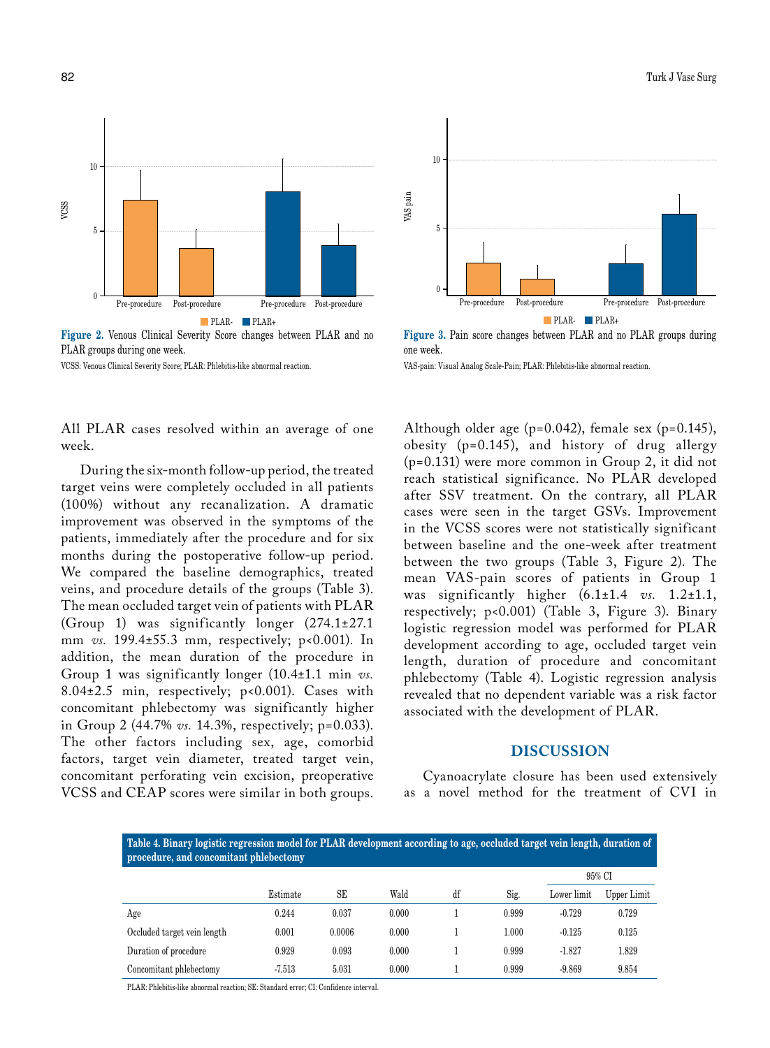Figure 2. Venous Clinical Severity Score changes between PLAR and no PLAR groups during one week.

VCSS: Venous Clinical Severity Score; PLAR: Phlebitis-like abnormal reaction.

Figure 3. Pain score changes between PLAR and no PLAR groups during one week.

VAS-pain: Visual Analog Scale-Pain; PLAR: Phlebitis-like abnormal reaction.

All PLAR cases resolved within an average of one week.

During the six-month follow-up period, the treated target veins were completely occluded in all patients (100%) without any recanalization. A dramatic improvement was observed in the symptoms of the patients, immediately after the procedure and for six months during the postoperative follow-up period. We compared the baseline demographics, treated veins, and procedure details of the groups (Table 3). The mean occluded target vein of patients with PLAR (Group 1) was significantly longer (274.1±27.1 mm *vs.* 199.4±55.3 mm, respectively; p<0.001). In addition, the mean duration of the procedure in Group 1 was significantly longer (10.4±1.1 min *vs.* 8.04±2.5 min, respectively; p<0.001). Cases with concomitant phlebectomy was significantly higher in Group 2 (44.7% *vs.* 14.3%, respectively; p=0.033). The other factors including sex, age, comorbid factors, target vein diameter, treated target vein, concomitant perforating vein excision, preoperative VCSS and CEAP scores were similar in both groups. Although older age (p=0.042), female sex (p=0.145), obesity (p=0.145), and history of drug allergy (p=0.131) were more common in Group 2, it did not reach statistical significance. No PLAR developed after SSV treatment. On the contrary, all PLAR cases were seen in the target GSVs. Improvement in the VCSS scores were not statistically significant between baseline and the one-week after treatment between the two groups (Table 3, Figure 2). The mean VAS-pain scores of patients in Group 1 was significantly higher (6.1±1.4 *vs.* 1.2±1.1, respectively; p<0.001) (Table 3, Figure 3). Binary logistic regression model was performed for PLAR development according to age, occluded target vein length, duration of procedure and concomitant phlebectomy (Table 4). Logistic regression analysis revealed that no dependent variable was a risk factor associated with the development of PLAR.

## DISCUSSION

Cyanoacrylate closure has been used extensively as a novel method for the treatment of CVI in

**Table 4. Binary logistic regression model for PLAR development according to age, occluded target vein length, duration of procedure, and concomitant phlebectomy**

| | | | | | | 95% CI | |
|---|---|---|---|---|---|---|---|
| | Estimate | SE | Wald | df | Sig. | Lower limit | Upper Limit |
| Age | 0.244 | 0.037 | 0.000 | 1 | 0.999 | -0.729 | 0.729 |
| Occluded target vein length | 0.001 | 0.0006 | 0.000 | 1 | 1.000 | -0.125 | 0.125 |
| Duration of procedure | 0.929 | 0.093 | 0.000 | 1 | 0.999 | -1.827 | 1.829 |
| Concomitant phlebectomy | -7.513 | 5.031 | 0.000 | 1 | 0.999 | -9.869 | 9.854 |

PLAR: Phlebitis-like abnormal reaction; SE: Standard error; CI: Confidence interval.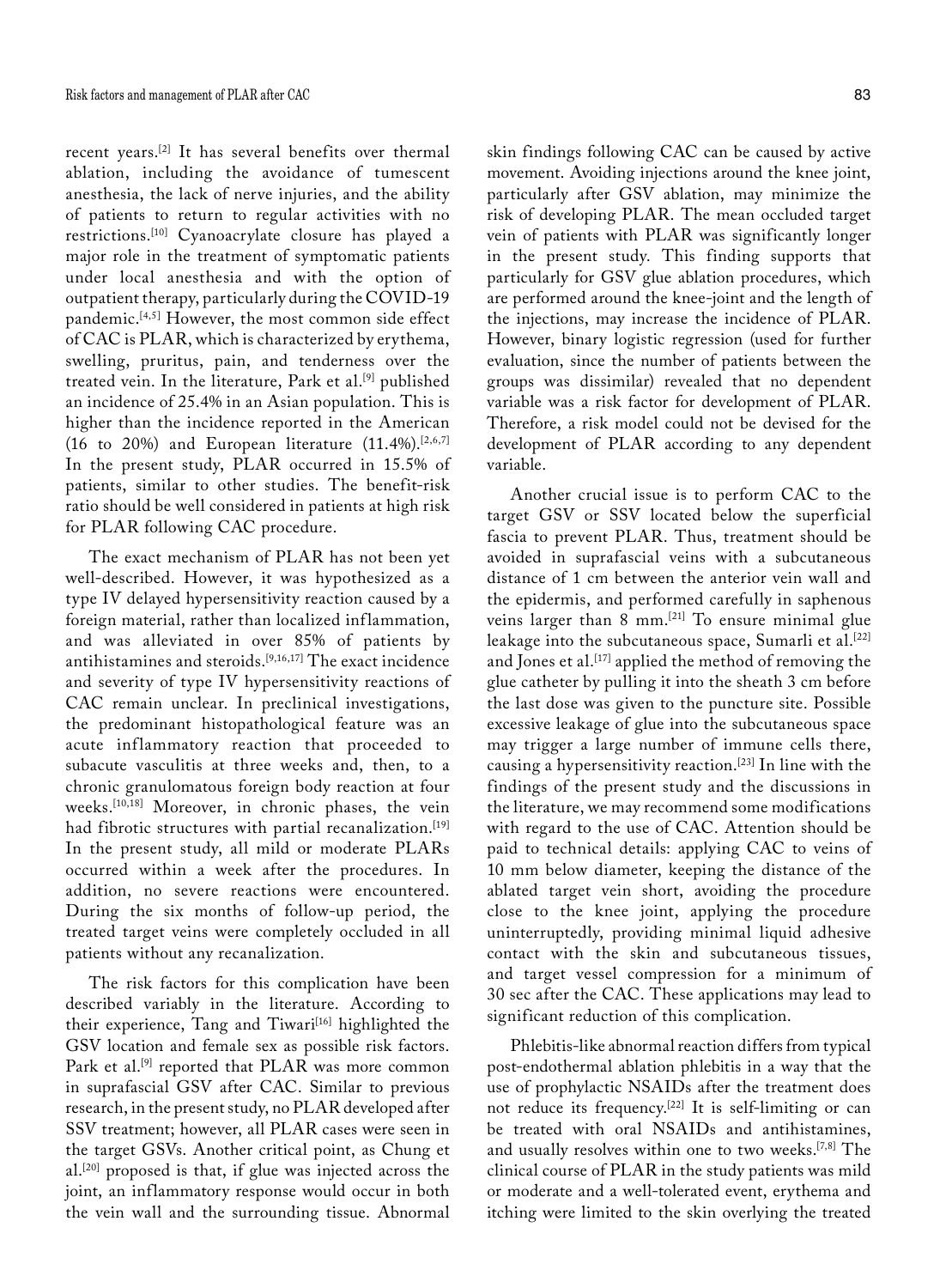recent years.[2] It has several benefits over thermal ablation, including the avoidance of tumescent anesthesia, the lack of nerve injuries, and the ability of patients to return to regular activities with no restrictions.[10] Cyanoacrylate closure has played a major role in the treatment of symptomatic patients under local anesthesia and with the option of outpatient therapy, particularly during the COVID-19 pandemic.[4,5] However, the most common side effect of CAC is PLAR, which is characterized by erythema, swelling, pruritus, pain, and tenderness over the treated vein. In the literature, Park et al.[9] published an incidence of 25.4% in an Asian population. This is higher than the incidence reported in the American (16 to 20%) and European literature (11.4%).[2,6,7] In the present study, PLAR occurred in 15.5% of patients, similar to other studies. The benefit-risk ratio should be well considered in patients at high risk for PLAR following CAC procedure.

The exact mechanism of PLAR has not been yet well-described. However, it was hypothesized as a type IV delayed hypersensitivity reaction caused by a foreign material, rather than localized inflammation, and was alleviated in over 85% of patients by antihistamines and steroids.[9,16,17] The exact incidence and severity of type IV hypersensitivity reactions of CAC remain unclear. In preclinical investigations, the predominant histopathological feature was an acute inflammatory reaction that proceeded to subacute vasculitis at three weeks and, then, to a chronic granulomatous foreign body reaction at four weeks.[10,18] Moreover, in chronic phases, the vein had fibrotic structures with partial recanalization.[19] In the present study, all mild or moderate PLARs occurred within a week after the procedures. In addition, no severe reactions were encountered. During the six months of follow-up period, the treated target veins were completely occluded in all patients without any recanalization.

The risk factors for this complication have been described variably in the literature. According to their experience, Tang and Tiwari[16] highlighted the GSV location and female sex as possible risk factors. Park et al.[9] reported that PLAR was more common in suprafascial GSV after CAC. Similar to previous research, in the present study, no PLAR developed after SSV treatment; however, all PLAR cases were seen in the target GSVs. Another critical point, as Chung et al.[20] proposed is that, if glue was injected across the joint, an inflammatory response would occur in both the vein wall and the surrounding tissue. Abnormal skin findings following CAC can be caused by active movement. Avoiding injections around the knee joint, particularly after GSV ablation, may minimize the risk of developing PLAR. The mean occluded target vein of patients with PLAR was significantly longer in the present study. This finding supports that particularly for GSV glue ablation procedures, which are performed around the knee-joint and the length of the injections, may increase the incidence of PLAR. However, binary logistic regression (used for further evaluation, since the number of patients between the groups was dissimilar) revealed that no dependent variable was a risk factor for development of PLAR. Therefore, a risk model could not be devised for the development of PLAR according to any dependent variable.

Another crucial issue is to perform CAC to the target GSV or SSV located below the superficial fascia to prevent PLAR. Thus, treatment should be avoided in suprafascial veins with a subcutaneous distance of 1 cm between the anterior vein wall and the epidermis, and performed carefully in saphenous veins larger than 8 mm.[21] To ensure minimal glue leakage into the subcutaneous space, Sumarli et al.[22] and Jones et al.[17] applied the method of removing the glue catheter by pulling it into the sheath 3 cm before the last dose was given to the puncture site. Possible excessive leakage of glue into the subcutaneous space may trigger a large number of immune cells there, causing a hypersensitivity reaction.[23] In line with the findings of the present study and the discussions in the literature, we may recommend some modifications with regard to the use of CAC. Attention should be paid to technical details: applying CAC to veins of 10 mm below diameter, keeping the distance of the ablated target vein short, avoiding the procedure close to the knee joint, applying the procedure uninterruptedly, providing minimal liquid adhesive contact with the skin and subcutaneous tissues, and target vessel compression for a minimum of 30 sec after the CAC. These applications may lead to significant reduction of this complication.

Phlebitis-like abnormal reaction differs from typical post-endothermal ablation phlebitis in a way that the use of prophylactic NSAIDs after the treatment does not reduce its frequency.[22] It is self-limiting or can be treated with oral NSAIDs and antihistamines, and usually resolves within one to two weeks.[7,8] The clinical course of PLAR in the study patients was mild or moderate and a well-tolerated event, erythema and itching were limited to the skin overlying the treated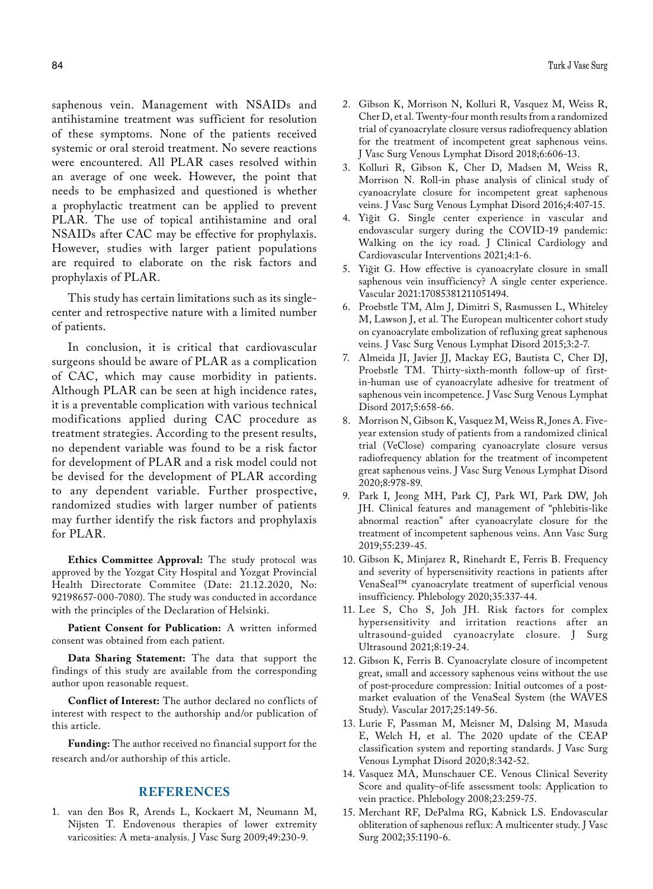saphenous vein. Management with NSAIDs and antihistamine treatment was sufficient for resolution of these symptoms. None of the patients received systemic or oral steroid treatment. No severe reactions were encountered. All PLAR cases resolved within an average of one week. However, the point that needs to be emphasized and questioned is whether a prophylactic treatment can be applied to prevent PLAR. The use of topical antihistamine and oral NSAIDs after CAC may be effective for prophylaxis. However, studies with larger patient populations are required to elaborate on the risk factors and prophylaxis of PLAR.

This study has certain limitations such as its single-center and retrospective nature with a limited number of patients.

In conclusion, it is critical that cardiovascular surgeons should be aware of PLAR as a complication of CAC, which may cause morbidity in patients. Although PLAR can be seen at high incidence rates, it is a preventable complication with various technical modifications applied during CAC procedure as treatment strategies. According to the present results, no dependent variable was found to be a risk factor for development of PLAR and a risk model could not be devised for the development of PLAR according to any dependent variable. Further prospective, randomized studies with larger number of patients may further identify the risk factors and prophylaxis for PLAR.

**Ethics Committee Approval:** The study protocol was approved by the Yozgat City Hospital and Yozgat Provincial Health Directorate Commitee (Date: 21.12.2020, No: 92198657-000-7080). The study was conducted in accordance with the principles of the Declaration of Helsinki.

**Patient Consent for Publication:** A written informed consent was obtained from each patient.

**Data Sharing Statement:** The data that support the findings of this study are available from the corresponding author upon reasonable request.

**Conflict of Interest:** The author declared no conflicts of interest with respect to the authorship and/or publication of this article.

**Funding:** The author received no financial support for the research and/or authorship of this article.

## REFERENCES

1. van den Bos R, Arends L, Kockaert M, Neumann M, Nijsten T. Endovenous therapies of lower extremity varicosities: A meta-analysis. J Vasc Surg 2009;49:230-9.
2. Gibson K, Morrison N, Kolluri R, Vasquez M, Weiss R, Cher D, et al. Twenty-four month results from a randomized trial of cyanoacrylate closure versus radiofrequency ablation for the treatment of incompetent great saphenous veins. J Vasc Surg Venous Lymphat Disord 2018;6:606-13.
3. Kolluri R, Gibson K, Cher D, Madsen M, Weiss R, Morrison N. Roll-in phase analysis of clinical study of cyanoacrylate closure for incompetent great saphenous veins. J Vasc Surg Venous Lymphat Disord 2016;4:407-15.
4. Yiğit G. Single center experience in vascular and endovascular surgery during the COVID-19 pandemic: Walking on the icy road. J Clinical Cardiology and Cardiovascular Interventions 2021;4:1-6.
5. Yiğit G. How effective is cyanoacrylate closure in small saphenous vein insufficiency? A single center experience. Vascular 2021:17085381211051494.
6. Proebstle TM, Alm J, Dimitri S, Rasmussen L, Whiteley M, Lawson J, et al. The European multicenter cohort study on cyanoacrylate embolization of refluxing great saphenous veins. J Vasc Surg Venous Lymphat Disord 2015;3:2-7.
7. Almeida JI, Javier JJ, Mackay EG, Bautista C, Cher DJ, Proebstle TM. Thirty-sixth-month follow-up of first-in-human use of cyanoacrylate adhesive for treatment of saphenous vein incompetence. J Vasc Surg Venous Lymphat Disord 2017;5:658-66.
8. Morrison N, Gibson K, Vasquez M, Weiss R, Jones A. Five-year extension study of patients from a randomized clinical trial (VeClose) comparing cyanoacrylate closure versus radiofrequency ablation for the treatment of incompetent great saphenous veins. J Vasc Surg Venous Lymphat Disord 2020;8:978-89.
9. Park I, Jeong MH, Park CJ, Park WI, Park DW, Joh JH. Clinical features and management of "phlebitis-like abnormal reaction" after cyanoacrylate closure for the treatment of incompetent saphenous veins. Ann Vasc Surg 2019;55:239-45.
10. Gibson K, Minjarez R, Rinehardt E, Ferris B. Frequency and severity of hypersensitivity reactions in patients after VenaSeal™ cyanoacrylate treatment of superficial venous insufficiency. Phlebology 2020;35:337-44.
11. Lee S, Cho S, Joh JH. Risk factors for complex hypersensitivity and irritation reactions after an ultrasound-guided cyanoacrylate closure. J Surg Ultrasound 2021;8:19-24.
12. Gibson K, Ferris B. Cyanoacrylate closure of incompetent great, small and accessory saphenous veins without the use of post-procedure compression: Initial outcomes of a post-market evaluation of the VenaSeal System (the WAVES Study). Vascular 2017;25:149-56.
13. Lurie F, Passman M, Meisner M, Dalsing M, Masuda E, Welch H, et al. The 2020 update of the CEAP classification system and reporting standards. J Vasc Surg Venous Lymphat Disord 2020;8:342-52.
14. Vasquez MA, Munschauer CE. Venous Clinical Severity Score and quality-of-life assessment tools: Application to vein practice. Phlebology 2008;23:259-75.
15. Merchant RF, DePalma RG, Kabnick LS. Endovascular obliteration of saphenous reflux: A multicenter study. J Vasc Surg 2002;35:1190-6.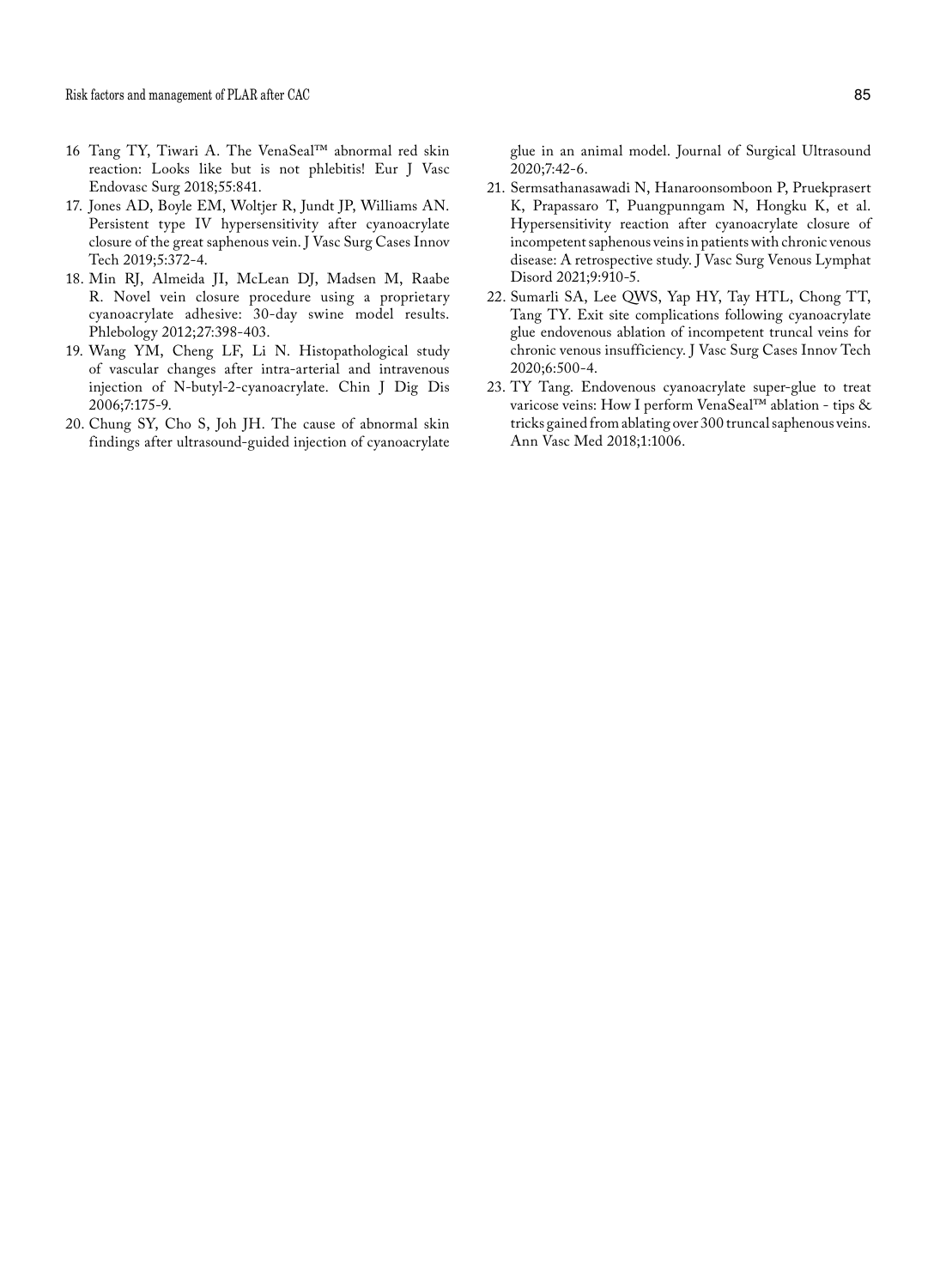16 Tang TY, Tiwari A. The VenaSeal™ abnormal red skin reaction: Looks like but is not phlebitis! Eur J Vasc Endovasc Surg 2018;55:841.

17. Jones AD, Boyle EM, Woltjer R, Jundt JP, Williams AN. Persistent type IV hypersensitivity after cyanoacrylate closure of the great saphenous vein. J Vasc Surg Cases Innov Tech 2019;5:372-4.

18. Min RJ, Almeida JI, McLean DJ, Madsen M, Raabe R. Novel vein closure procedure using a proprietary cyanoacrylate adhesive: 30-day swine model results. Phlebology 2012;27:398-403.

19. Wang YM, Cheng LF, Li N. Histopathological study of vascular changes after intra-arterial and intravenous injection of N-butyl-2-cyanoacrylate. Chin J Dig Dis 2006;7:175-9.

20. Chung SY, Cho S, Joh JH. The cause of abnormal skin findings after ultrasound-guided injection of cyanoacrylate glue in an animal model. Journal of Surgical Ultrasound 2020;7:42-6.

21. Sermsathanasawadi N, Hanaroonsomboon P, Pruekprasert K, Prapassaro T, Puangpunngam N, Hongku K, et al. Hypersensitivity reaction after cyanoacrylate closure of incompetent saphenous veins in patients with chronic venous disease: A retrospective study. J Vasc Surg Venous Lymphat Disord 2021;9:910-5.

22. Sumarli SA, Lee QWS, Yap HY, Tay HTL, Chong TT, Tang TY. Exit site complications following cyanoacrylate glue endovenous ablation of incompetent truncal veins for chronic venous insufficiency. J Vasc Surg Cases Innov Tech 2020;6:500-4.

23. TY Tang. Endovenous cyanoacrylate super-glue to treat varicose veins: How I perform VenaSeal™ ablation - tips & tricks gained from ablating over 300 truncal saphenous veins. Ann Vasc Med 2018;1:1006.